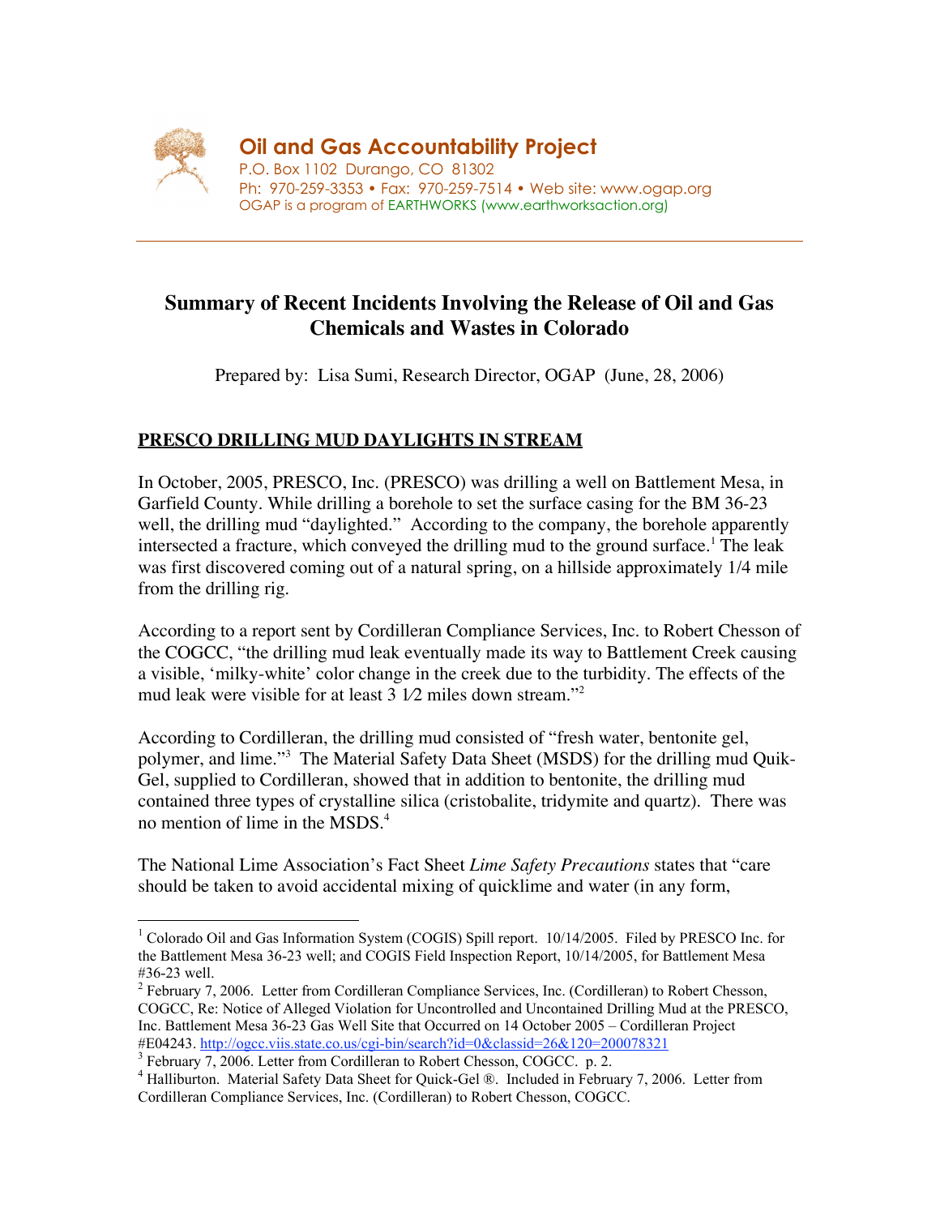**Oil and Gas Accountability Project**
P.O. Box 1102 Durango, CO 81302
Ph: 970-259-3353 • Fax: 970-259-7514 • Web site: www.ogap.org
OGAP is a program of EARTHWORKS (www.earthworksaction.org)

---

# Summary of Recent Incidents Involving the Release of Oil and Gas Chemicals and Wastes in Colorado

Prepared by: Lisa Sumi, Research Director, OGAP (June, 28, 2006)

## PRESCO DRILLING MUD DAYLIGHTS IN STREAM

In October, 2005, PRESCO, Inc. (PRESCO) was drilling a well on Battlement Mesa, in Garfield County. While drilling a borehole to set the surface casing for the BM 36-23 well, the drilling mud "daylighted." According to the company, the borehole apparently intersected a fracture, which conveyed the drilling mud to the ground surface.[1] The leak was first discovered coming out of a natural spring, on a hillside approximately 1/4 mile from the drilling rig.

According to a report sent by Cordilleran Compliance Services, Inc. to Robert Chesson of the COGCC, "the drilling mud leak eventually made its way to Battlement Creek causing a visible, 'milky-white' color change in the creek due to the turbidity. The effects of the mud leak were visible for at least 3 1⁄2 miles down stream."[2]

According to Cordilleran, the drilling mud consisted of "fresh water, bentonite gel, polymer, and lime."[3] The Material Safety Data Sheet (MSDS) for the drilling mud Quik-Gel, supplied to Cordilleran, showed that in addition to bentonite, the drilling mud contained three types of crystalline silica (cristobalite, tridymite and quartz). There was no mention of lime in the MSDS.[4]

The National Lime Association's Fact Sheet *Lime Safety Precautions* states that "care should be taken to avoid accidental mixing of quicklime and water (in any form,

---

[1] Colorado Oil and Gas Information System (COGIS) Spill report. 10/14/2005. Filed by PRESCO Inc. for the Battlement Mesa 36-23 well; and COGIS Field Inspection Report, 10/14/2005, for Battlement Mesa #36-23 well.

[2] February 7, 2006. Letter from Cordilleran Compliance Services, Inc. (Cordilleran) to Robert Chesson, COGCC, Re: Notice of Alleged Violation for Uncontrolled and Uncontained Drilling Mud at the PRESCO, Inc. Battlement Mesa 36-23 Gas Well Site that Occurred on 14 October 2005 – Cordilleran Project #E04243. http://ogcc.viis.state.co.us/cgi-bin/search?id=0&classid=26&120=200078321

[3] February 7, 2006. Letter from Cordilleran to Robert Chesson, COGCC. p. 2.

[4] Halliburton. Material Safety Data Sheet for Quick-Gel ®. Included in February 7, 2006. Letter from Cordilleran Compliance Services, Inc. (Cordilleran) to Robert Chesson, COGCC.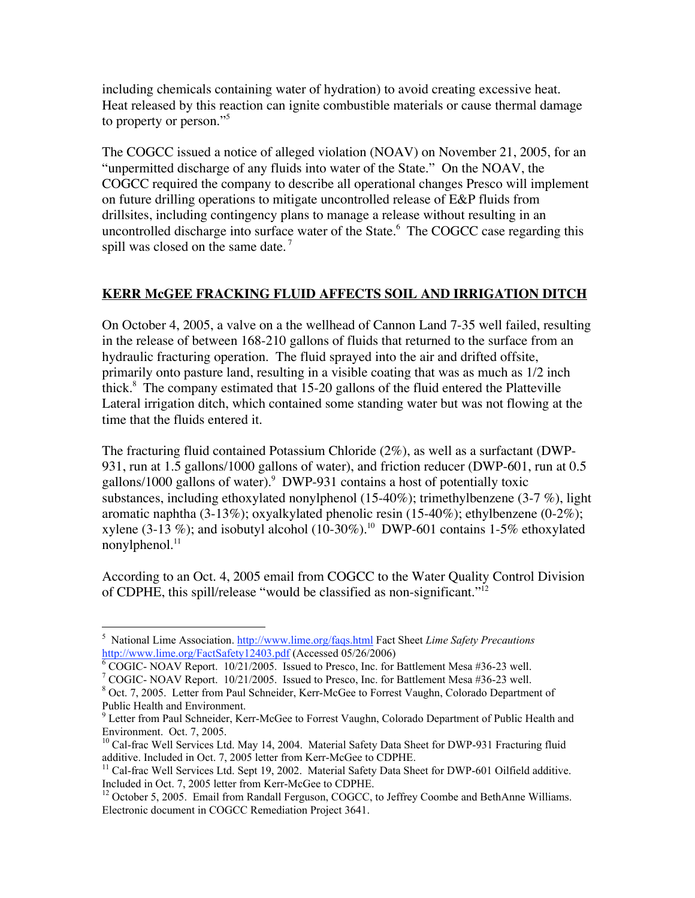including chemicals containing water of hydration) to avoid creating excessive heat. Heat released by this reaction can ignite combustible materials or cause thermal damage to property or person."[5]

The COGCC issued a notice of alleged violation (NOAV) on November 21, 2005, for an "unpermitted discharge of any fluids into water of the State." On the NOAV, the COGCC required the company to describe all operational changes Presco will implement on future drilling operations to mitigate uncontrolled release of E&P fluids from drillsites, including contingency plans to manage a release without resulting in an uncontrolled discharge into surface water of the State.[6] The COGCC case regarding this spill was closed on the same date.[7]

## KERR McGEE FRACKING FLUID AFFECTS SOIL AND IRRIGATION DITCH

On October 4, 2005, a valve on a the wellhead of Cannon Land 7-35 well failed, resulting in the release of between 168-210 gallons of fluids that returned to the surface from an hydraulic fracturing operation. The fluid sprayed into the air and drifted offsite, primarily onto pasture land, resulting in a visible coating that was as much as 1/2 inch thick.[8] The company estimated that 15-20 gallons of the fluid entered the Platteville Lateral irrigation ditch, which contained some standing water but was not flowing at the time that the fluids entered it.

The fracturing fluid contained Potassium Chloride (2%), as well as a surfactant (DWP-931, run at 1.5 gallons/1000 gallons of water), and friction reducer (DWP-601, run at 0.5 gallons/1000 gallons of water).[9] DWP-931 contains a host of potentially toxic substances, including ethoxylated nonylphenol (15-40%); trimethylbenzene (3-7 %), light aromatic naphtha (3-13%); oxyalkylated phenolic resin (15-40%); ethylbenzene (0-2%); xylene (3-13 %); and isobutyl alcohol (10-30%).[10] DWP-601 contains 1-5% ethoxylated nonylphenol.[11]

According to an Oct. 4, 2005 email from COGCC to the Water Quality Control Division of CDPHE, this spill/release "would be classified as non-significant."[12]

---

[5] National Lime Association. http://www.lime.org/faqs.html Fact Sheet *Lime Safety Precautions* http://www.lime.org/FactSafety12403.pdf (Accessed 05/26/2006)

[6] COGIC- NOAV Report. 10/21/2005. Issued to Presco, Inc. for Battlement Mesa #36-23 well.

[7] COGIC- NOAV Report. 10/21/2005. Issued to Presco, Inc. for Battlement Mesa #36-23 well.

[8] Oct. 7, 2005. Letter from Paul Schneider, Kerr-McGee to Forrest Vaughn, Colorado Department of Public Health and Environment.

[9] Letter from Paul Schneider, Kerr-McGee to Forrest Vaughn, Colorado Department of Public Health and Environment. Oct. 7, 2005.

[10] Cal-frac Well Services Ltd. May 14, 2004. Material Safety Data Sheet for DWP-931 Fracturing fluid additive. Included in Oct. 7, 2005 letter from Kerr-McGee to CDPHE.

[11] Cal-frac Well Services Ltd. Sept 19, 2002. Material Safety Data Sheet for DWP-601 Oilfield additive. Included in Oct. 7, 2005 letter from Kerr-McGee to CDPHE.

[12] October 5, 2005. Email from Randall Ferguson, COGCC, to Jeffrey Coombe and BethAnne Williams. Electronic document in COGCC Remediation Project 3641.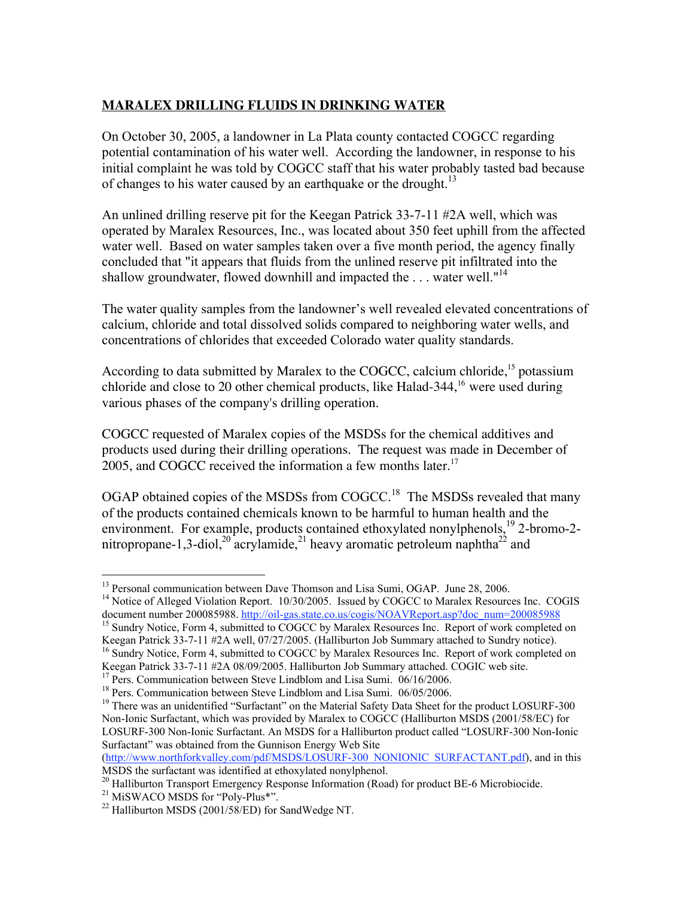**MARALEX DRILLING FLUIDS IN DRINKING WATER**

On October 30, 2005, a landowner in La Plata county contacted COGCC regarding potential contamination of his water well. According the landowner, in response to his initial complaint he was told by COGCC staff that his water probably tasted bad because of changes to his water caused by an earthquake or the drought.[13]

An unlined drilling reserve pit for the Keegan Patrick 33-7-11 #2A well, which was operated by Maralex Resources, Inc., was located about 350 feet uphill from the affected water well. Based on water samples taken over a five month period, the agency finally concluded that "it appears that fluids from the unlined reserve pit infiltrated into the shallow groundwater, flowed downhill and impacted the . . . water well."[14]

The water quality samples from the landowner's well revealed elevated concentrations of calcium, chloride and total dissolved solids compared to neighboring water wells, and concentrations of chlorides that exceeded Colorado water quality standards.

According to data submitted by Maralex to the COGCC, calcium chloride,[15] potassium chloride and close to 20 other chemical products, like Halad-344,[16] were used during various phases of the company's drilling operation.

COGCC requested of Maralex copies of the MSDSs for the chemical additives and products used during their drilling operations. The request was made in December of 2005, and COGCC received the information a few months later.[17]

OGAP obtained copies of the MSDSs from COGCC.[18] The MSDSs revealed that many of the products contained chemicals known to be harmful to human health and the environment. For example, products contained ethoxylated nonylphenols,[19] 2-bromo-2-nitropropane-1,3-diol,[20] acrylamide,[21] heavy aromatic petroleum naphtha[22] and

---

[13] Personal communication between Dave Thomson and Lisa Sumi, OGAP. June 28, 2006.

[14] Notice of Alleged Violation Report. 10/30/2005. Issued by COGCC to Maralex Resources Inc. COGIS document number 200085988. http://oil-gas.state.co.us/cogis/NOAVReport.asp?doc_num=200085988

[15] Sundry Notice, Form 4, submitted to COGCC by Maralex Resources Inc. Report of work completed on Keegan Patrick 33-7-11 #2A well, 07/27/2005. (Halliburton Job Summary attached to Sundry notice).

[16] Sundry Notice, Form 4, submitted to COGCC by Maralex Resources Inc. Report of work completed on Keegan Patrick 33-7-11 #2A 08/09/2005. Halliburton Job Summary attached. COGIC web site.

[17] Pers. Communication between Steve Lindblom and Lisa Sumi. 06/16/2006.

[18] Pers. Communication between Steve Lindblom and Lisa Sumi. 06/05/2006.

[19] There was an unidentified "Surfactant" on the Material Safety Data Sheet for the product LOSURF-300 Non-Ionic Surfactant, which was provided by Maralex to COGCC (Halliburton MSDS (2001/58/EC) for LOSURF-300 Non-Ionic Surfactant. An MSDS for a Halliburton product called "LOSURF-300 Non-Ionic Surfactant" was obtained from the Gunnison Energy Web Site (http://www.northforkvalley.com/pdf/MSDS/LOSURF-300_NONIONIC_SURFACTANT.pdf), and in this MSDS the surfactant was identified at ethoxylated nonylphenol.

[20] Halliburton Transport Emergency Response Information (Road) for product BE-6 Microbiocide.

[21] MiSWACO MSDS for "Poly-Plus*".

[22] Halliburton MSDS (2001/58/ED) for SandWedge NT.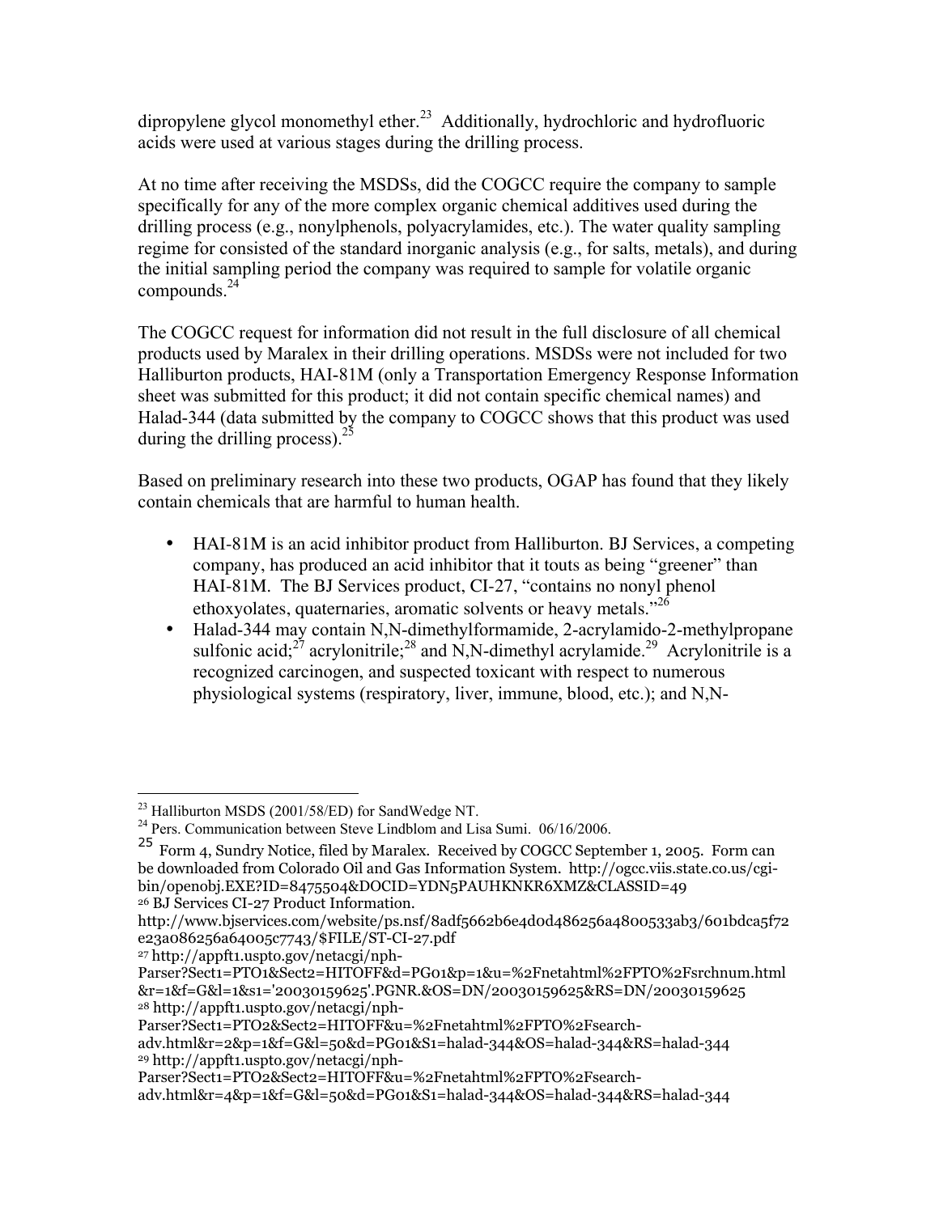dipropylene glycol monomethyl ether.[23] Additionally, hydrochloric and hydrofluoric acids were used at various stages during the drilling process.

At no time after receiving the MSDSs, did the COGCC require the company to sample specifically for any of the more complex organic chemical additives used during the drilling process (e.g., nonylphenols, polyacrylamides, etc.). The water quality sampling regime for consisted of the standard inorganic analysis (e.g., for salts, metals), and during the initial sampling period the company was required to sample for volatile organic compounds.[24]

The COGCC request for information did not result in the full disclosure of all chemical products used by Maralex in their drilling operations. MSDSs were not included for two Halliburton products, HAI-81M (only a Transportation Emergency Response Information sheet was submitted for this product; it did not contain specific chemical names) and Halad-344 (data submitted by the company to COGCC shows that this product was used during the drilling process).[25]

Based on preliminary research into these two products, OGAP has found that they likely contain chemicals that are harmful to human health.

- HAI-81M is an acid inhibitor product from Halliburton. BJ Services, a competing company, has produced an acid inhibitor that it touts as being "greener" than HAI-81M. The BJ Services product, CI-27, "contains no nonyl phenol ethoxyolates, quaternaries, aromatic solvents or heavy metals."[26]
- Halad-344 may contain N,N-dimethylformamide, 2-acrylamido-2-methylpropane sulfonic acid;[27] acrylonitrile;[28] and N,N-dimethyl acrylamide.[29] Acrylonitrile is a recognized carcinogen, and suspected toxicant with respect to numerous physiological systems (respiratory, liver, immune, blood, etc.); and N,N-

---

[23] Halliburton MSDS (2001/58/ED) for SandWedge NT.

[24] Pers. Communication between Steve Lindblom and Lisa Sumi. 06/16/2006.

[25] Form 4, Sundry Notice, filed by Maralex. Received by COGCC September 1, 2005. Form can be downloaded from Colorado Oil and Gas Information System. http://ogcc.viis.state.co.us/cgi-bin/openobj.EXE?ID=8475504&DOCID=YDN5PAUHKNKR6XMZ&CLASSID=49

[26] BJ Services CI-27 Product Information. http://www.bjservices.com/website/ps.nsf/8adf5662b6e4d0d486256a4800533ab3/601bdca5f72e23a086256a64005c7743/$FILE/ST-CI-27.pdf

[27] http://appft1.uspto.gov/netacgi/nph-Parser?Sect1=PTO1&Sect2=HITOFF&d=PG01&p=1&u=%2Fnetahtml%2FPTO%2Fsrchnum.html&r=1&f=G&l=1&s1='20030159625'.PGNR.&OS=DN/20030159625&RS=DN/20030159625

[28] http://appft1.uspto.gov/netacgi/nph-Parser?Sect1=PTO2&Sect2=HITOFF&u=%2Fnetahtml%2FPTO%2Fsearch-adv.html&r=2&p=1&f=G&l=50&d=PG01&S1=halad-344&OS=halad-344&RS=halad-344

[29] http://appft1.uspto.gov/netacgi/nph-Parser?Sect1=PTO2&Sect2=HITOFF&u=%2Fnetahtml%2FPTO%2Fsearch-adv.html&r=4&p=1&f=G&l=50&d=PG01&S1=halad-344&OS=halad-344&RS=halad-344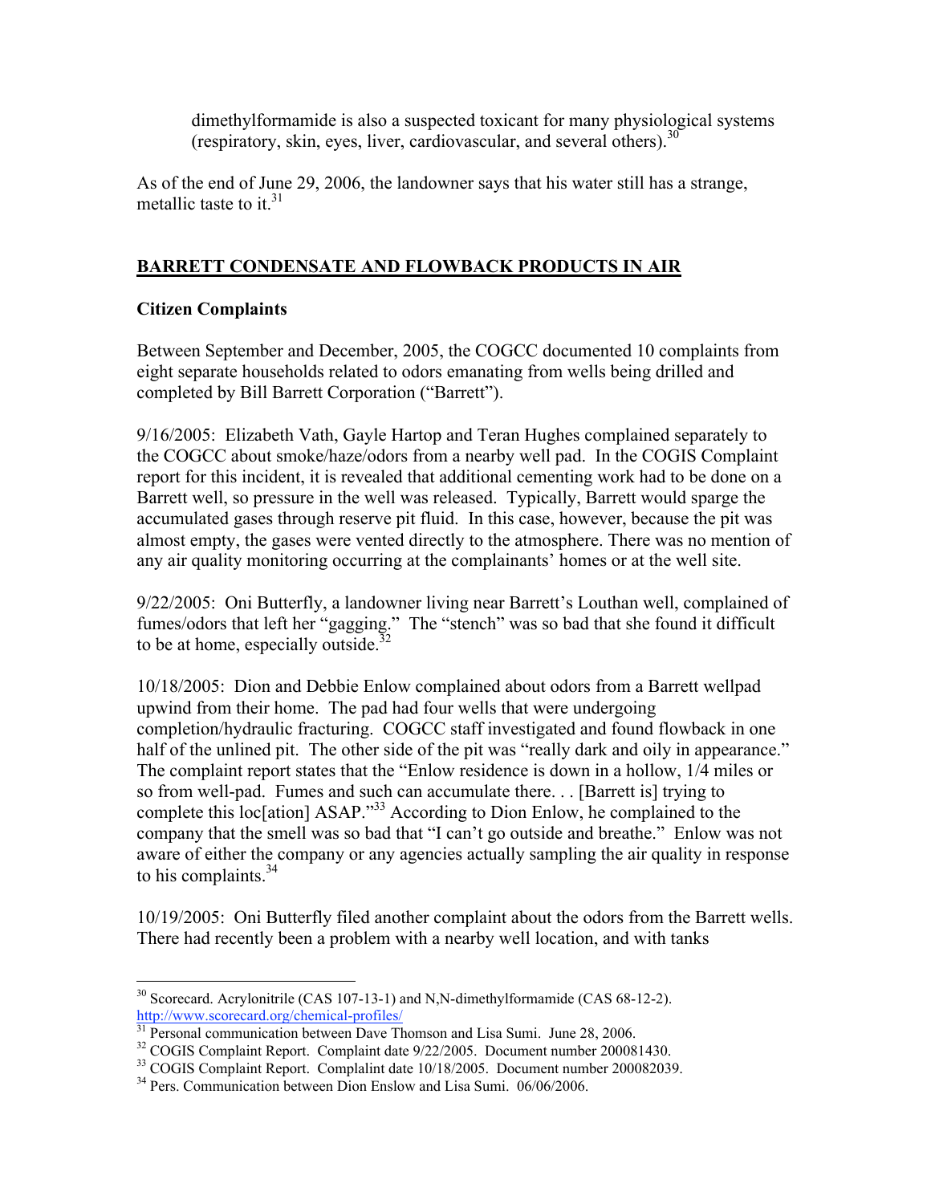dimethylformamide is also a suspected toxicant for many physiological systems (respiratory, skin, eyes, liver, cardiovascular, and several others).[30]

As of the end of June 29, 2006, the landowner says that his water still has a strange, metallic taste to it.[31]

## BARRETT CONDENSATE AND FLOWBACK PRODUCTS IN AIR

### Citizen Complaints

Between September and December, 2005, the COGCC documented 10 complaints from eight separate households related to odors emanating from wells being drilled and completed by Bill Barrett Corporation ("Barrett").

9/16/2005: Elizabeth Vath, Gayle Hartop and Teran Hughes complained separately to the COGCC about smoke/haze/odors from a nearby well pad. In the COGIS Complaint report for this incident, it is revealed that additional cementing work had to be done on a Barrett well, so pressure in the well was released. Typically, Barrett would sparge the accumulated gases through reserve pit fluid. In this case, however, because the pit was almost empty, the gases were vented directly to the atmosphere. There was no mention of any air quality monitoring occurring at the complainants' homes or at the well site.

9/22/2005: Oni Butterfly, a landowner living near Barrett's Louthan well, complained of fumes/odors that left her "gagging." The "stench" was so bad that she found it difficult to be at home, especially outside.[32]

10/18/2005: Dion and Debbie Enlow complained about odors from a Barrett wellpad upwind from their home. The pad had four wells that were undergoing completion/hydraulic fracturing. COGCC staff investigated and found flowback in one half of the unlined pit. The other side of the pit was "really dark and oily in appearance." The complaint report states that the "Enlow residence is down in a hollow, 1/4 miles or so from well-pad. Fumes and such can accumulate there. . . [Barrett is] trying to complete this loc[ation] ASAP."[33] According to Dion Enlow, he complained to the company that the smell was so bad that "I can't go outside and breathe." Enlow was not aware of either the company or any agencies actually sampling the air quality in response to his complaints.[34]

10/19/2005: Oni Butterfly filed another complaint about the odors from the Barrett wells. There had recently been a problem with a nearby well location, and with tanks

---

[30] Scorecard. Acrylonitrile (CAS 107-13-1) and N,N-dimethylformamide (CAS 68-12-2). http://www.scorecard.org/chemical-profiles/

[31] Personal communication between Dave Thomson and Lisa Sumi. June 28, 2006.

[32] COGIS Complaint Report. Complaint date 9/22/2005. Document number 200081430.

[33] COGIS Complaint Report. Complalint date 10/18/2005. Document number 200082039.

[34] Pers. Communication between Dion Enslow and Lisa Sumi. 06/06/2006.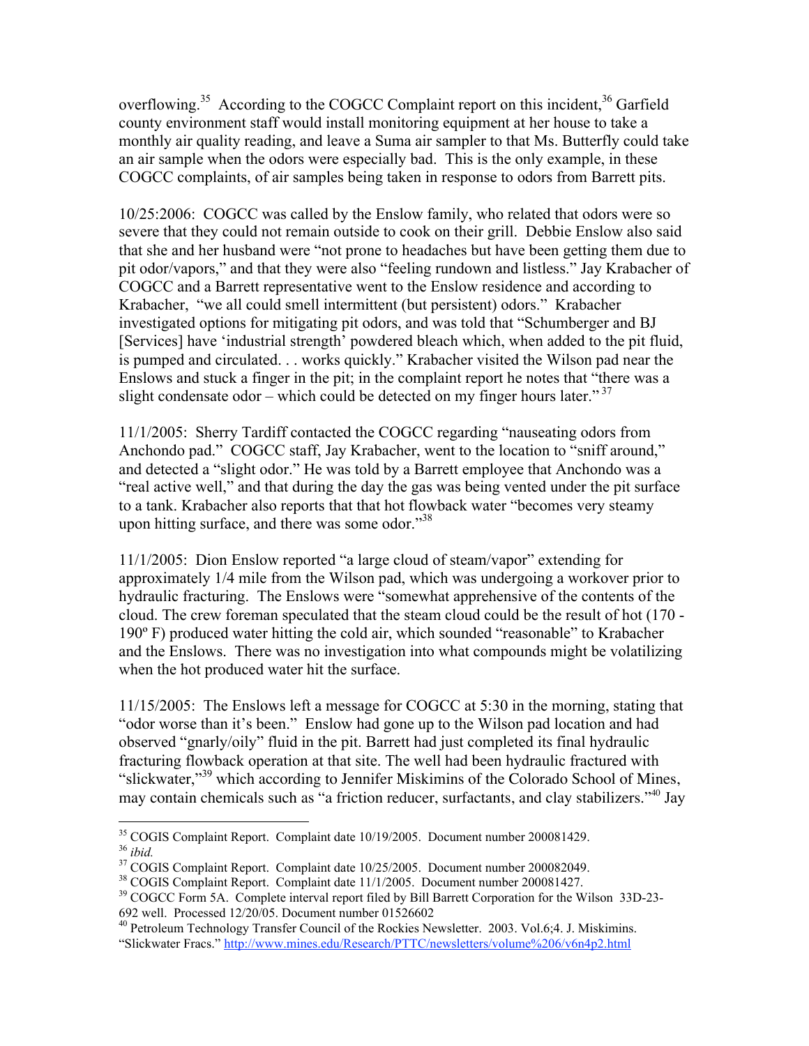overflowing.[35] According to the COGCC Complaint report on this incident,[36] Garfield county environment staff would install monitoring equipment at her house to take a monthly air quality reading, and leave a Suma air sampler to that Ms. Butterfly could take an air sample when the odors were especially bad. This is the only example, in these COGCC complaints, of air samples being taken in response to odors from Barrett pits.

10/25:2006: COGCC was called by the Enslow family, who related that odors were so severe that they could not remain outside to cook on their grill. Debbie Enslow also said that she and her husband were "not prone to headaches but have been getting them due to pit odor/vapors," and that they were also "feeling rundown and listless." Jay Krabacher of COGCC and a Barrett representative went to the Enslow residence and according to Krabacher, "we all could smell intermittent (but persistent) odors." Krabacher investigated options for mitigating pit odors, and was told that "Schumberger and BJ [Services] have 'industrial strength' powdered bleach which, when added to the pit fluid, is pumped and circulated. . . works quickly." Krabacher visited the Wilson pad near the Enslows and stuck a finger in the pit; in the complaint report he notes that "there was a slight condensate odor – which could be detected on my finger hours later."[37]

11/1/2005: Sherry Tardiff contacted the COGCC regarding "nauseating odors from Anchondo pad." COGCC staff, Jay Krabacher, went to the location to "sniff around," and detected a "slight odor." He was told by a Barrett employee that Anchondo was a "real active well," and that during the day the gas was being vented under the pit surface to a tank. Krabacher also reports that that hot flowback water "becomes very steamy upon hitting surface, and there was some odor."[38]

11/1/2005: Dion Enslow reported "a large cloud of steam/vapor" extending for approximately 1/4 mile from the Wilson pad, which was undergoing a workover prior to hydraulic fracturing. The Enslows were "somewhat apprehensive of the contents of the cloud. The crew foreman speculated that the steam cloud could be the result of hot (170 - 190º F) produced water hitting the cold air, which sounded "reasonable" to Krabacher and the Enslows. There was no investigation into what compounds might be volatilizing when the hot produced water hit the surface.

11/15/2005: The Enslows left a message for COGCC at 5:30 in the morning, stating that "odor worse than it's been." Enslow had gone up to the Wilson pad location and had observed "gnarly/oily" fluid in the pit. Barrett had just completed its final hydraulic fracturing flowback operation at that site. The well had been hydraulic fractured with "slickwater,"[39] which according to Jennifer Miskimins of the Colorado School of Mines, may contain chemicals such as "a friction reducer, surfactants, and clay stabilizers."[40] Jay

---

[35] COGIS Complaint Report. Complaint date 10/19/2005. Document number 200081429.

[36] *ibid.*

[37] COGIS Complaint Report. Complaint date 10/25/2005. Document number 200082049.

[38] COGIS Complaint Report. Complaint date 11/1/2005. Document number 200081427.

[39] COGCC Form 5A. Complete interval report filed by Bill Barrett Corporation for the Wilson 33D-23-692 well. Processed 12/20/05. Document number 01526602

[40] Petroleum Technology Transfer Council of the Rockies Newsletter. 2003. Vol.6;4. J. Miskimins. "Slickwater Fracs." http://www.mines.edu/Research/PTTC/newsletters/volume%206/v6n4p2.html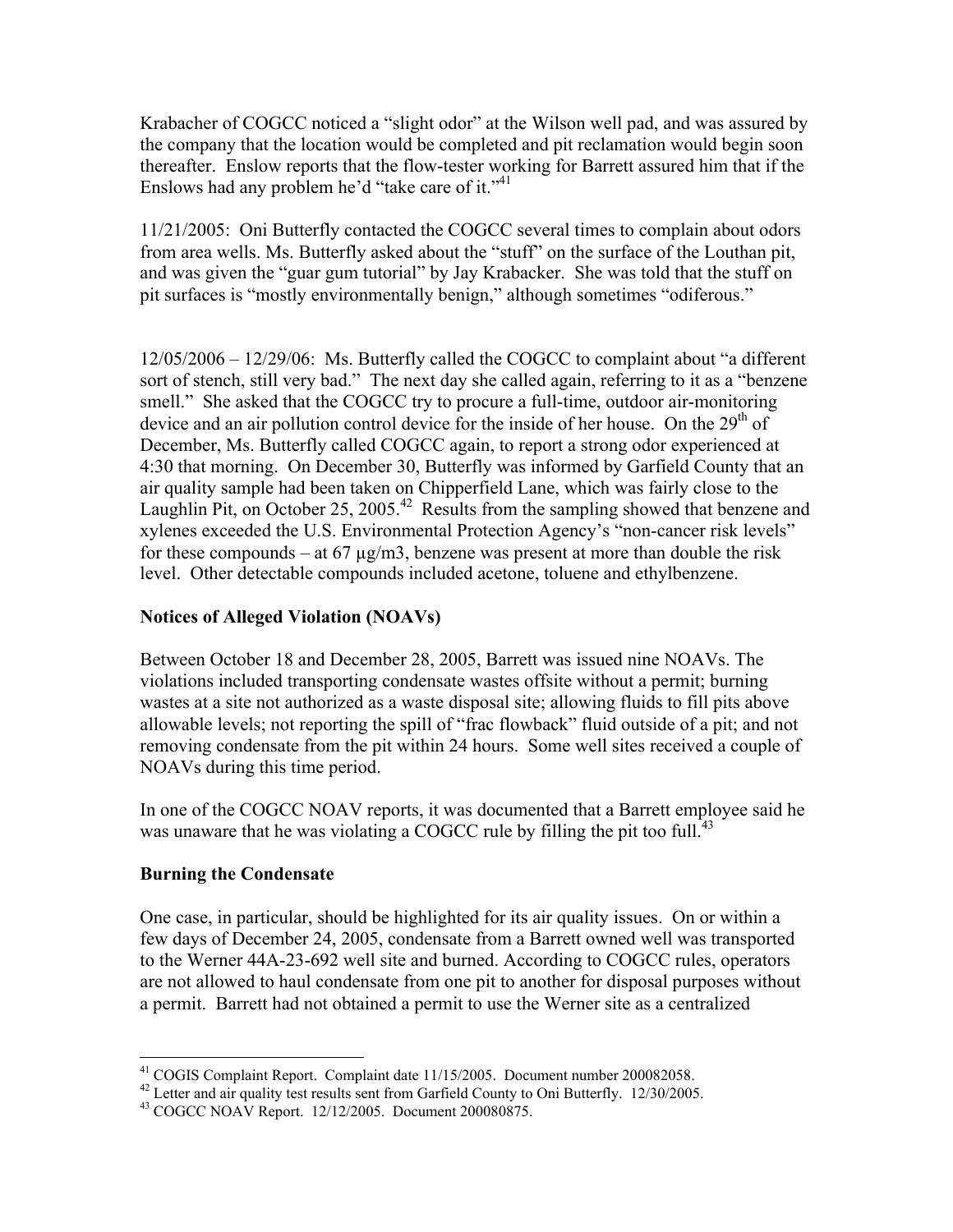Krabacher of COGCC noticed a "slight odor" at the Wilson well pad, and was assured by the company that the location would be completed and pit reclamation would begin soon thereafter. Enslow reports that the flow-tester working for Barrett assured him that if the Enslows had any problem he'd "take care of it."[41]

11/21/2005: Oni Butterfly contacted the COGCC several times to complain about odors from area wells. Ms. Butterfly asked about the "stuff" on the surface of the Louthan pit, and was given the "guar gum tutorial" by Jay Krabacker. She was told that the stuff on pit surfaces is "mostly environmentally benign," although sometimes "odiferous."

12/05/2006 – 12/29/06: Ms. Butterfly called the COGCC to complaint about "a different sort of stench, still very bad." The next day she called again, referring to it as a "benzene smell." She asked that the COGCC try to procure a full-time, outdoor air-monitoring device and an air pollution control device for the inside of her house. On the 29th of December, Ms. Butterfly called COGCC again, to report a strong odor experienced at 4:30 that morning. On December 30, Butterfly was informed by Garfield County that an air quality sample had been taken on Chipperfield Lane, which was fairly close to the Laughlin Pit, on October 25, 2005.[42] Results from the sampling showed that benzene and xylenes exceeded the U.S. Environmental Protection Agency's "non-cancer risk levels" for these compounds – at 67 μg/m3, benzene was present at more than double the risk level. Other detectable compounds included acetone, toluene and ethylbenzene.

## Notices of Alleged Violation (NOAVs)

Between October 18 and December 28, 2005, Barrett was issued nine NOAVs. The violations included transporting condensate wastes offsite without a permit; burning wastes at a site not authorized as a waste disposal site; allowing fluids to fill pits above allowable levels; not reporting the spill of "frac flowback" fluid outside of a pit; and not removing condensate from the pit within 24 hours. Some well sites received a couple of NOAVs during this time period.

In one of the COGCC NOAV reports, it was documented that a Barrett employee said he was unaware that he was violating a COGCC rule by filling the pit too full.[43]

## Burning the Condensate

One case, in particular, should be highlighted for its air quality issues. On or within a few days of December 24, 2005, condensate from a Barrett owned well was transported to the Werner 44A-23-692 well site and burned. According to COGCC rules, operators are not allowed to haul condensate from one pit to another for disposal purposes without a permit. Barrett had not obtained a permit to use the Werner site as a centralized

---

[41] COGIS Complaint Report. Complaint date 11/15/2005. Document number 200082058.

[42] Letter and air quality test results sent from Garfield County to Oni Butterfly. 12/30/2005.

[43] COGCC NOAV Report. 12/12/2005. Document 200080875.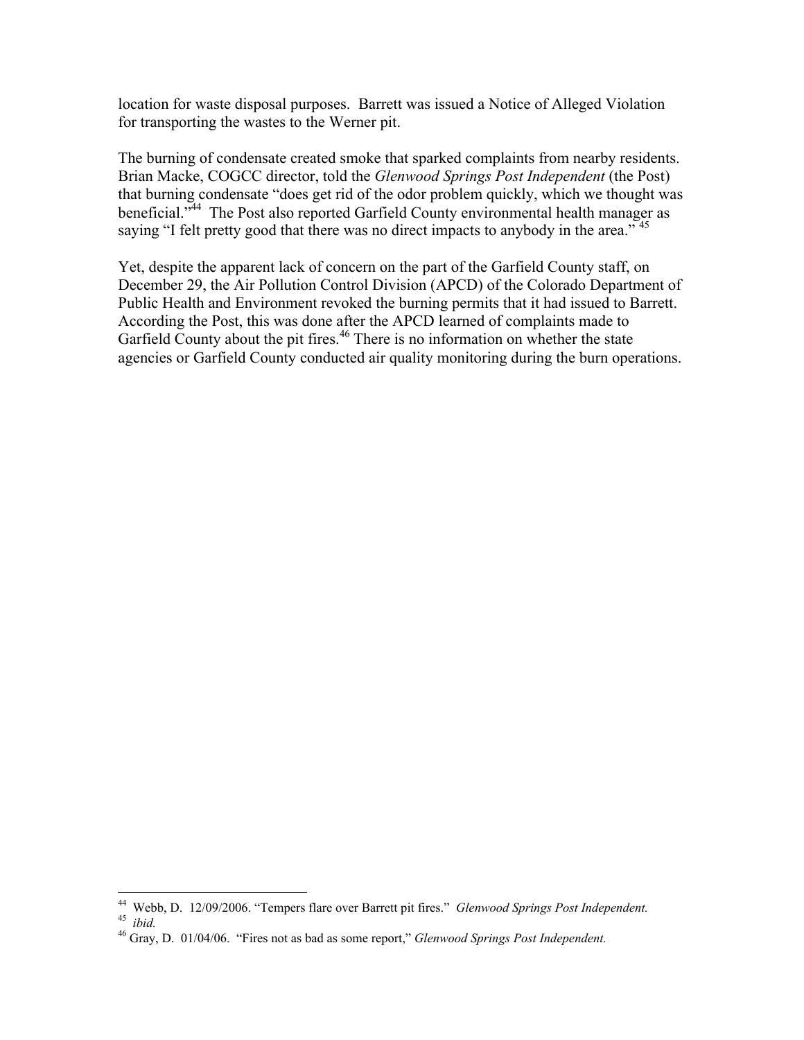location for waste disposal purposes. Barrett was issued a Notice of Alleged Violation for transporting the wastes to the Werner pit.

The burning of condensate created smoke that sparked complaints from nearby residents. Brian Macke, COGCC director, told the *Glenwood Springs Post Independent* (the Post) that burning condensate "does get rid of the odor problem quickly, which we thought was beneficial."[44] The Post also reported Garfield County environmental health manager as saying "I felt pretty good that there was no direct impacts to anybody in the area." [45]

Yet, despite the apparent lack of concern on the part of the Garfield County staff, on December 29, the Air Pollution Control Division (APCD) of the Colorado Department of Public Health and Environment revoked the burning permits that it had issued to Barrett. According the Post, this was done after the APCD learned of complaints made to Garfield County about the pit fires.[46] There is no information on whether the state agencies or Garfield County conducted air quality monitoring during the burn operations.

---

[44] Webb, D. 12/09/2006. "Tempers flare over Barrett pit fires." *Glenwood Springs Post Independent.*

[45] *ibid.*

[46] Gray, D. 01/04/06. "Fires not as bad as some report," *Glenwood Springs Post Independent.*